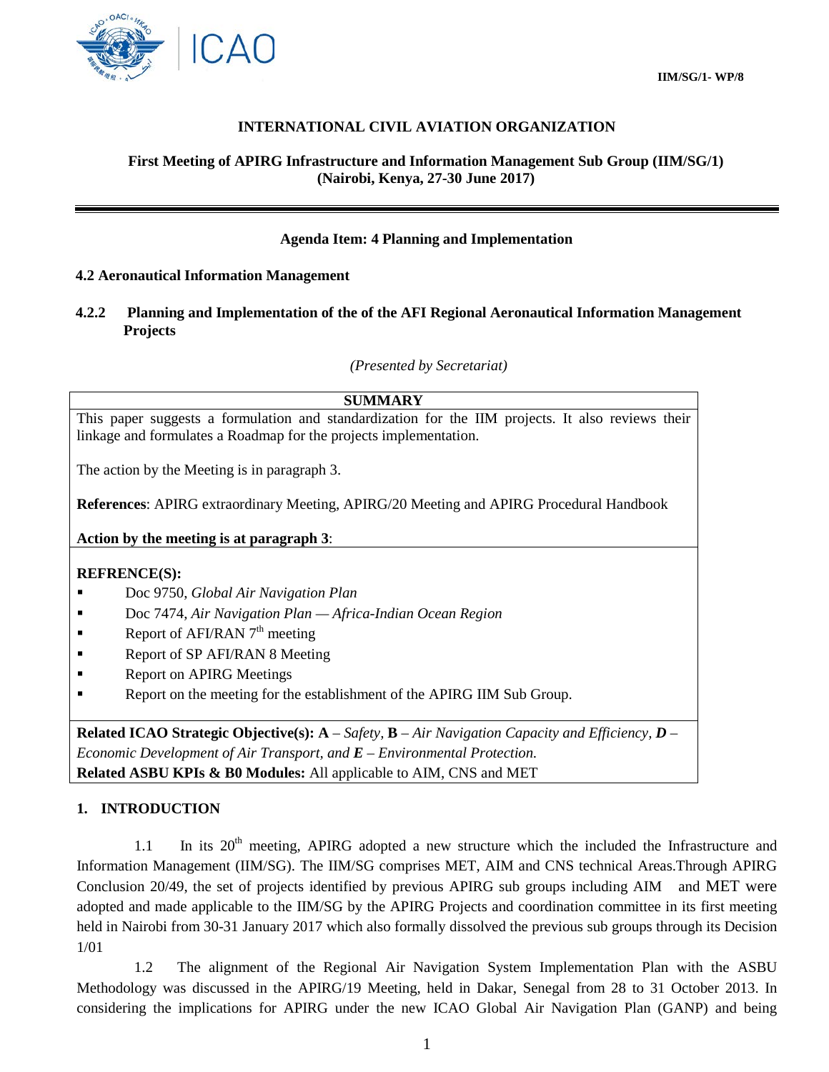IIM/SG/1- WP/8

**INTERNATIONAL CIVIL AVIATION ORGANIZATION**

**First Meeting of APIRG Infrastructure and Information Management Sub Group (IIM/SG/1)**
**(Nairobi, Kenya, 27-30 June 2017)**

---

**Agenda Item: 4 Planning and Implementation**

**4.2 Aeronautical Information Management**

**4.2.2 Planning and Implementation of the of the AFI Regional Aeronautical Information Management Projects**

*(Presented by Secretariat)*

| **SUMMARY** |
|---|
| This paper suggests a formulation and standardization for the IIM projects. It also reviews their linkage and formulates a Roadmap for the projects implementation.<br><br>The action by the Meeting is in paragraph 3.<br><br>**References**: APIRG extraordinary Meeting, APIRG/20 Meeting and APIRG Procedural Handbook<br><br>**Action by the meeting is at paragraph 3**: |
| **REFRENCE(S):**<br>▪ Doc 9750, *Global Air Navigation Plan*<br>▪ Doc 7474, *Air Navigation Plan — Africa-Indian Ocean Region*<br>▪ Report of AFI/RAN 7th meeting<br>▪ Report of SP AFI/RAN 8 Meeting<br>▪ Report on APIRG Meetings<br>▪ Report on the meeting for the establishment of the APIRG IIM Sub Group. |
| **Related ICAO Strategic Objective(s): A** – *Safety,* **B** – *Air Navigation Capacity and Efficiency,* ***D*** – *Economic Development of Air Transport, and* ***E*** *– Environmental Protection.*<br>**Related ASBU KPIs & B0 Modules:** All applicable to AIM, CNS and MET |

## 1. INTRODUCTION

1.1 In its 20th meeting, APIRG adopted a new structure which the included the Infrastructure and Information Management (IIM/SG). The IIM/SG comprises MET, AIM and CNS technical Areas.Through APIRG Conclusion 20/49, the set of projects identified by previous APIRG sub groups including AIM and MET were adopted and made applicable to the IIM/SG by the APIRG Projects and coordination committee in its first meeting held in Nairobi from 30-31 January 2017 which also formally dissolved the previous sub groups through its Decision 1/01

1.2 The alignment of the Regional Air Navigation System Implementation Plan with the ASBU Methodology was discussed in the APIRG/19 Meeting, held in Dakar, Senegal from 28 to 31 October 2013. In considering the implications for APIRG under the new ICAO Global Air Navigation Plan (GANP) and being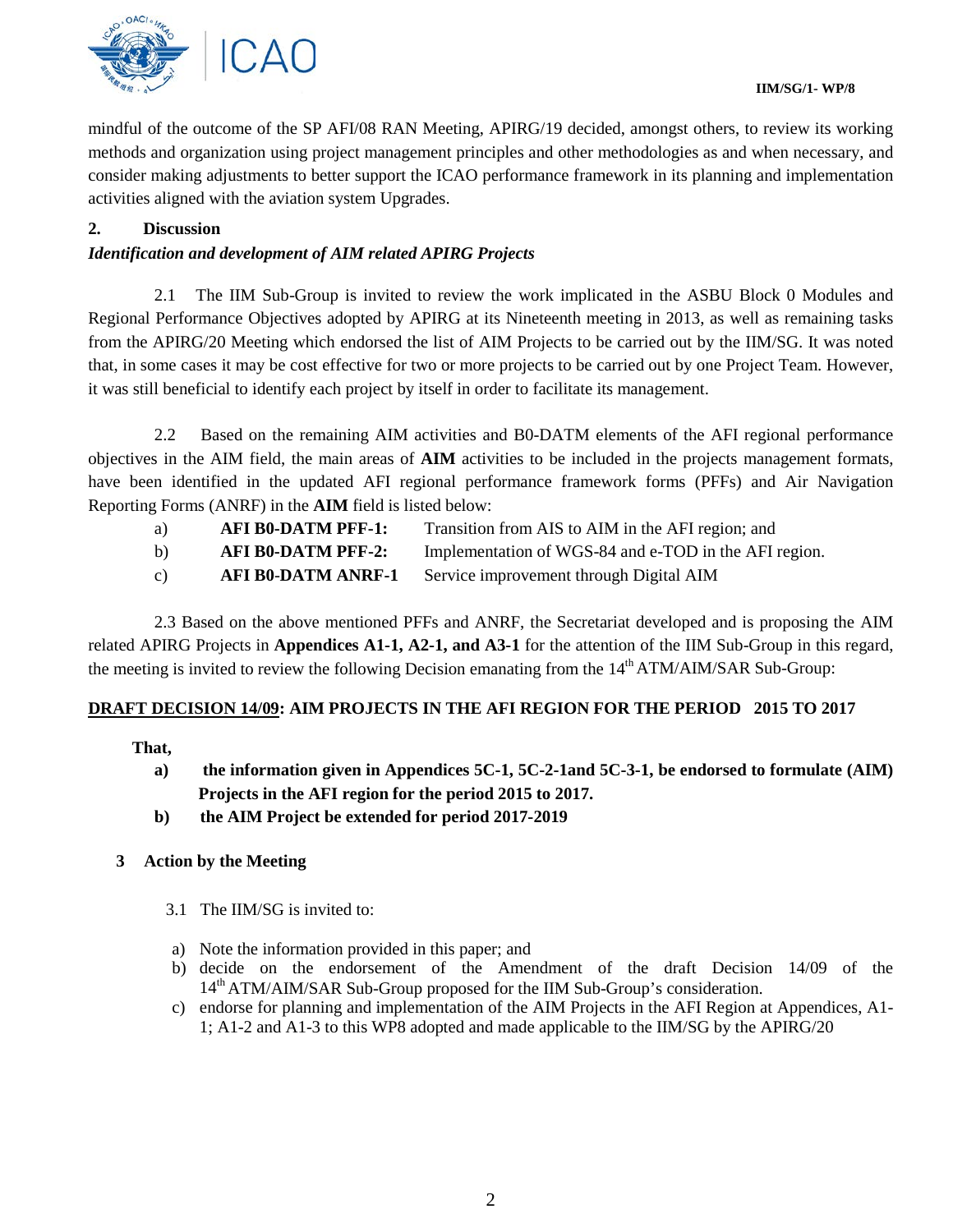mindful of the outcome of the SP AFI/08 RAN Meeting, APIRG/19 decided, amongst others, to review its working methods and organization using project management principles and other methodologies as and when necessary, and consider making adjustments to better support the ICAO performance framework in its planning and implementation activities aligned with the aviation system Upgrades.

## 2. Discussion

### *Identification and development of AIM related APIRG Projects*

2.1 The IIM Sub-Group is invited to review the work implicated in the ASBU Block 0 Modules and Regional Performance Objectives adopted by APIRG at its Nineteenth meeting in 2013, as well as remaining tasks from the APIRG/20 Meeting which endorsed the list of AIM Projects to be carried out by the IIM/SG. It was noted that, in some cases it may be cost effective for two or more projects to be carried out by one Project Team. However, it was still beneficial to identify each project by itself in order to facilitate its management.

2.2 Based on the remaining AIM activities and B0-DATM elements of the AFI regional performance objectives in the AIM field, the main areas of **AIM** activities to be included in the projects management formats, have been identified in the updated AFI regional performance framework forms (PFFs) and Air Navigation Reporting Forms (ANRF) in the **AIM** field is listed below:

a) **AFI B0-DATM PFF-1:** Transition from AIS to AIM in the AFI region; and

b) **AFI B0-DATM PFF-2:** Implementation of WGS-84 and e-TOD in the AFI region.

c) **AFI B0-DATM ANRF-1** Service improvement through Digital AIM

2.3 Based on the above mentioned PFFs and ANRF, the Secretariat developed and is proposing the AIM related APIRG Projects in **Appendices A1-1, A2-1, and A3-1** for the attention of the IIM Sub-Group in this regard, the meeting is invited to review the following Decision emanating from the 14th ATM/AIM/SAR Sub-Group:

**<u>DRAFT DECISION 14/09</u>: AIM PROJECTS IN THE AFI REGION FOR THE PERIOD 2015 TO 2017**

**That,**

**a) the information given in Appendices 5C-1, 5C-2-1and 5C-3-1, be endorsed to formulate (AIM) Projects in the AFI region for the period 2015 to 2017.**

**b) the AIM Project be extended for period 2017-2019**

## 3 Action by the Meeting

3.1 The IIM/SG is invited to:

a) Note the information provided in this paper; and

b) decide on the endorsement of the Amendment of the draft Decision 14/09 of the 14th ATM/AIM/SAR Sub-Group proposed for the IIM Sub-Group's consideration.

c) endorse for planning and implementation of the AIM Projects in the AFI Region at Appendices, A1-1; A1-2 and A1-3 to this WP8 adopted and made applicable to the IIM/SG by the APIRG/20